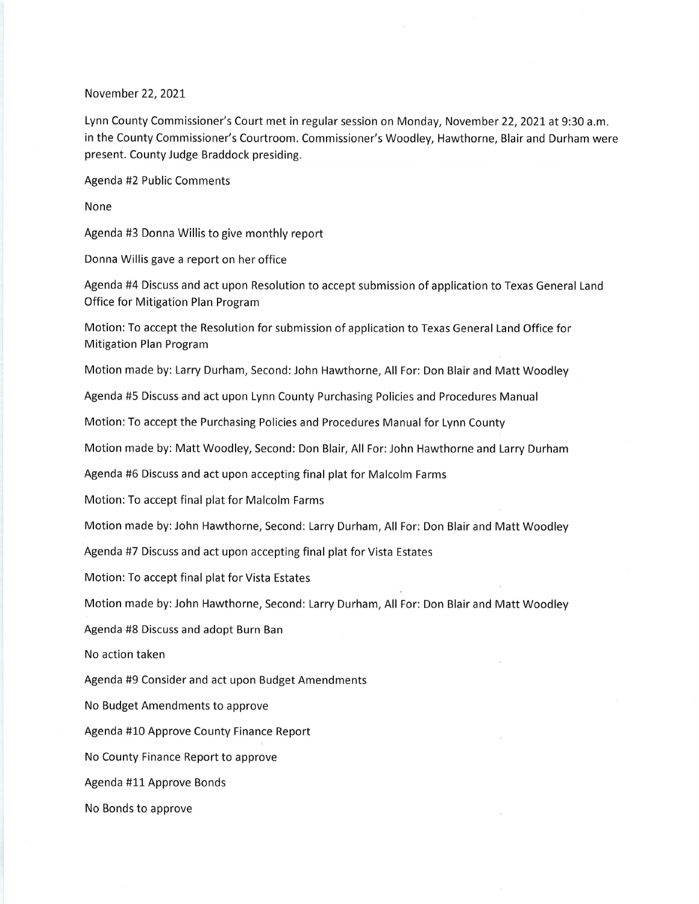November 22, 2021

Lynn County Commissioner's Court met in regular session on Monday, November 22, 2021 at 9:30 a.m. in the County Commissioner's Courtroom. Commissioner's Woodley, Hawthorne, Blair and Durham were present. County Judge Braddock presiding.

Agenda #2 Public Comments

None

Agenda #3 Donna Willis to give monthly report

Donna Willis gave a report on her office

Agenda #4 Discuss and act upon Resolution to accept submission of application to Texas General Land Office for Mitigation Plan Program

Motion: To accept the Resolution for submission of application to Texas General Land Office for Mitigation Plan Program

Motion made by: Larry Durham, Second: John Hawthorne, All For: Don Blair and Matt Woodley

Agenda #5 Discuss and act upon Lynn County Purchasing Policies and Procedures Manual

Motion: To accept the Purchasing Policies and Procedures Manual for Lynn County

Motion made by: Matt Woodley, Second: Don Blair, All For: John Hawthorne and Larry Durham

Agenda #6 Discuss and act upon accepting final plat for Malcolm Farms

Motion: To accept final plat for Malcolm Farms

Motion made by: John Hawthorne, Second: Larry Durham, All For: Don Blair and Matt Woodley

Agenda #7 Discuss and act upon accepting final plat for Vista Estates

Motion: To accept final plat for Vista Estates

Motion made by: John Hawthorne, Second: Larry Durham, All For: Don Blair and Matt Woodley

Agenda #8 Discuss and adopt Burn Ban

No action taken

Agenda #9 Consider and act upon Budget Amendments

No Budget Amendments to approve

Agenda #10 Approve County Finance Report

No County Finance Report to approve

Agenda #11 Approve Bonds

No Bonds to approve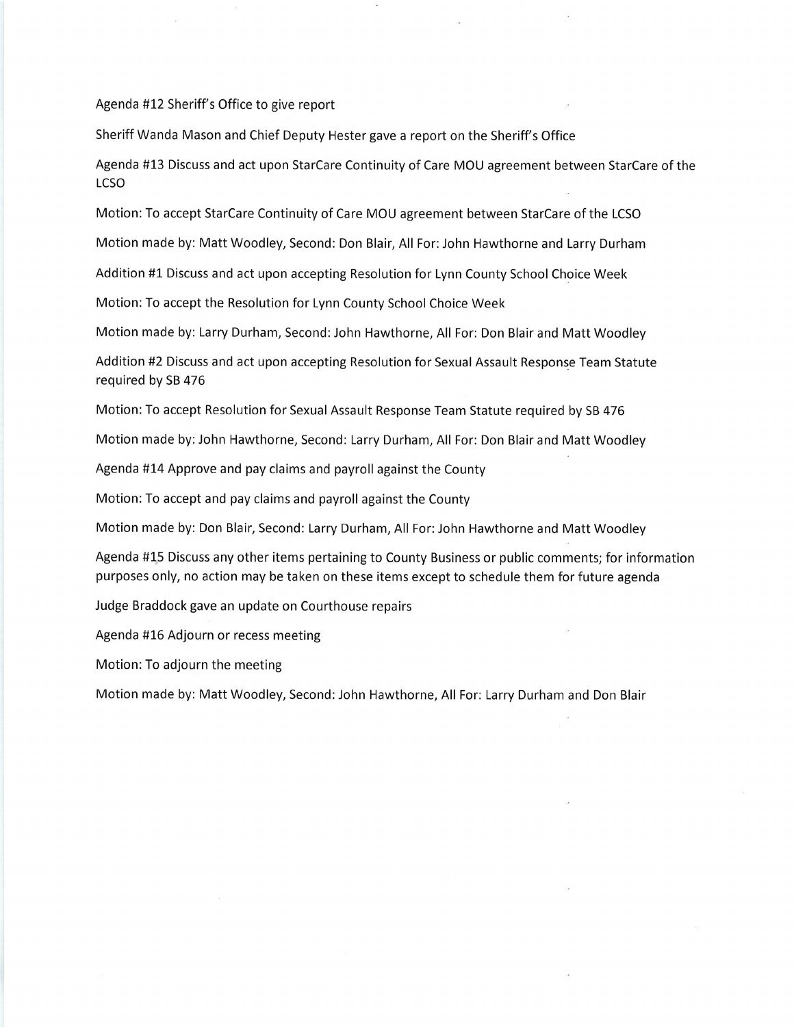Agenda #12 Sheriff's Office to give report

Sheriff Wanda Mason and Chief Deputy Hester gave a report on the Sheriff's Office

Agenda #13 Discuss and act upon StarCare Continuity of Care MOU agreement between StarCare of the LCSO

Motion: To accept StarCare Continuity of Care MOU agreement between StarCare of the LCSO

Motion made by: Matt Woodley, Second: Don Blair, All For: John Hawthorne and Larry Durham

Addition #1 Discuss and act upon accepting Resolution for Lynn County School Choice Week

Motion: To accept the Resolution for Lynn County School Choice Week

Motion made by: Larry Durham, Second: John Hawthorne, All For: Don Blair and Matt Woodley

Addition #2 Discuss and act upon accepting Resolution for Sexual Assault Response Team Statute required by SB 476

Motion: To accept Resolution for Sexual Assault Response Team Statute required by SB 476

Motion made by: John Hawthorne, Second: Larry Durham, All For: Don Blair and Matt Woodley

Agenda #14 Approve and pay claims and payroll against the County

Motion: To accept and pay claims and payroll against the County

Motion made by: Don Blair, Second: Larry Durham, All For: John Hawthorne and Matt Woodley

Agenda #15 Discuss any other items pertaining to County Business or public comments; for information purposes only, no action may be taken on these items except to schedule them for future agenda

Judge Braddock gave an update on Courthouse repairs

Agenda #16 Adjourn or recess meeting

Motion: To adjourn the meeting

Motion made by: Matt Woodley, Second: John Hawthorne, All For: Larry Durham and Don Blair